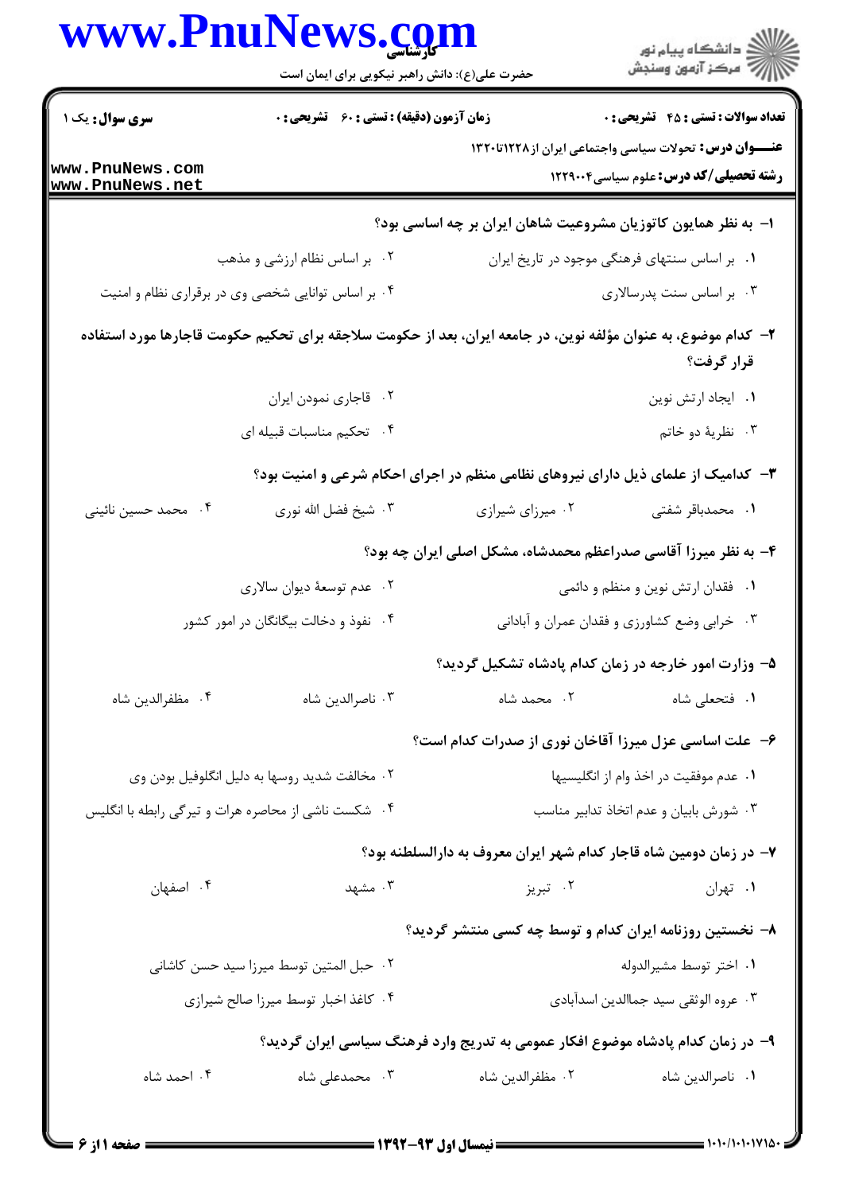**سری سوال:** یک ۱

**زمان آزمون (دقیقه) : تستی : ۶۰ تشریحی : ۰**

**تعداد سوالات : تستی : ۴۵ تشریحی : ۰**

**عنـــوان درس:** تحولات سیاسی واجتماعی ایران از ۱۲۲۸تا۱۳۲۰

**رشته تحصیلی/کد درس:** علوم سیاسی۱۲۲۹۰۰۴

**۱- به نظر همایون کاتوزیان مشروعیت شاهان ایران بر چه اساسی بود؟**

۱. بر اساس سنتهای فرهنگی موجود در تاریخ ایران

۲. بر اساس نظام ارزشی و مذهب

۳. بر اساس سنت پدرسالاری

۴. بر اساس توانایی شخصی وی در برقراری نظام و امنیت

**۲- کدام موضوع، به عنوان مؤلفه نوین، در جامعه ایران، بعد از حکومت سلاجقه برای تحکیم حکومت قاجارها مورد استفاده قرار گرفت؟**

۱. ایجاد ارتش نوین

۲. قاجاری نمودن ایران

۳. نظریهٔ دو خاتم

۴. تحکیم مناسبات قبیله ای

**۳- کدامیک از علمای ذیل دارای نیروهای نظامی منظم در اجرای احکام شرعی و امنیت بود؟**

۱. محمدباقر شفتی

۲. میرزای شیرازی

۳. شیخ فضل الله نوری

۴. محمد حسین نائینی

**۴- به نظر میرزا آقاسی صدراعظم محمدشاه، مشکل اصلی ایران چه بود؟**

۱. فقدان ارتش نوین و منظم و دائمی

۲. عدم توسعهٔ دیوان سالاری

۳. خرابی وضع کشاورزی و فقدان عمران و آبادانی

۴. نفوذ و دخالت بیگانگان در امور کشور

**۵- وزارت امور خارجه در زمان کدام پادشاه تشکیل گردید؟**

۱. فتحعلی شاه

۲. محمد شاه

۳. ناصرالدین شاه

۴. مظفرالدین شاه

**۶- علت اساسی عزل میرزا آقاخان نوری از صدرات کدام است؟**

۱. عدم موفقیت در اخذ وام از انگلیسیها

۲. مخالفت شدید روسها به دلیل انگلوفیل بودن وی

۳. شورش بابیان و عدم اتخاذ تدابیر مناسب

۴. شکست ناشی از محاصره هرات و تیرگی رابطه با انگلیس

**۷- در زمان دومین شاه قاجار کدام شهر ایران معروف به دارالسلطنه بود؟**

۱. تهران

۲. تبریز

۳. مشهد

۴. اصفهان

**۸- نخستین روزنامه ایران کدام و توسط چه کسی منتشر گردید؟**

۱. اختر توسط مشیرالدوله

۲. حبل المتین توسط میرزا سید حسن کاشانی

۳. عروه الوثقی سید جماالدین اسدآبادی

۴. کاغذ اخبار توسط میرزا صالح شیرازی

**۹- در زمان کدام پادشاه موضوع افکار عمومی به تدریج وارد فرهنگ سیاسی ایران گردید؟**

۱. ناصرالدین شاه

۲. مظفرالدین شاه

۳. محمدعلی شاه

۴. احمد شاه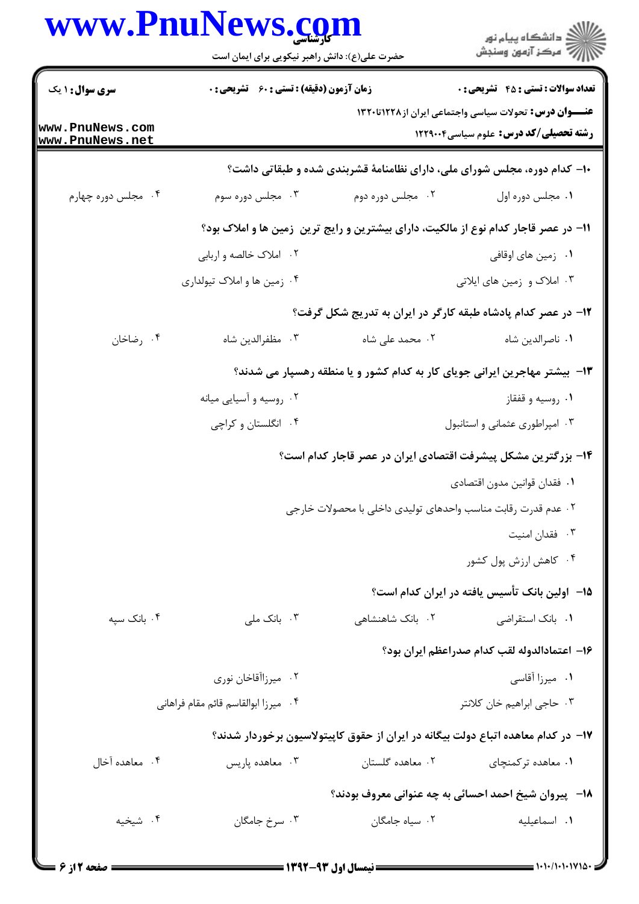**سری سوال:** ۱ یک

**زمان آزمون (دقیقه) : تستی : ۶۰ تشریحی : ۰**

**تعداد سوالات : تستی : ۴۵ تشریحی : ۰**

**عنـــوان درس:** تحولات سیاسی واجتماعی ایران از۱۲۲۸تا۱۳۲۰

**رشته تحصیلی/کد درس:** علوم سیاسی۱۲۲۹۰۰۴

۱۰- کدام دوره، مجلس شورای ملی، دارای نظامنامهٔ قشربندی شده و طبقاتی داشت؟

۱. مجلس دوره اول
۲. مجلس دوره دوم
۳. مجلس دوره سوم
۴. مجلس دوره چهارم

۱۱- در عصر قاجار کدام نوع از مالکیت، دارای بیشترین و رایج ترین زمین ها و املاک بود؟

۱. زمین های اوقافی
۲. املاک خالصه و اربابی
۳. املاک و زمین های ایلاتی
۴. زمین ها و املاک تیولداری

۱۲- در عصر کدام پادشاه طبقه کارگر در ایران به تدریج شکل گرفت؟

۱. ناصرالدین شاه
۲. محمد علی شاه
۳. مظفرالدین شاه
۴. رضاخان

۱۳- بیشتر مهاجرین ایرانی جویای کار به کدام کشور و یا منطقه رهسپار می شدند؟

۱. روسیه و قفقاز
۲. روسیه و آسیایی میانه
۳. امپراطوری عثمانی و استانبول
۴. انگلستان و کراچی

۱۴- بزرگترین مشکل پیشرفت اقتصادی ایران در عصر قاجار کدام است؟

۱. فقدان قوانین مدون اقتصادی
۲. عدم قدرت رقابت مناسب واحدهای تولیدی داخلی با محصولات خارجی
۳. فقدان امنیت
۴. کاهش ارزش پول کشور

۱۵- اولین بانک تأسیس یافته در ایران کدام است؟

۱. بانک استقراضی
۲. بانک شاهنشاهی
۳. بانک ملی
۴. بانک سپه

۱۶- اعتمادالدوله لقب کدام صدراعظم ایران بود؟

۱. میرزا آقاسی
۲. میرزاآقاخان نوری
۳. حاجی ابراهیم خان کلانتر
۴. میرزا ابوالقاسم قائم مقام فراهانی

۱۷- در کدام معاهده اتباع دولت بیگانه در ایران از حقوق کاپیتولاسیون برخوردار شدند؟

۱. معاهده ترکمنچای
۲. معاهده گلستان
۳. معاهده پاریس
۴. معاهده آخال

۱۸- پیروان شیخ احمد احسائی به چه عنوانی معروف بودند؟

۱. اسماعیلیه
۲. سیاه جامگان
۳. سرخ جامگان
۴. شیخیه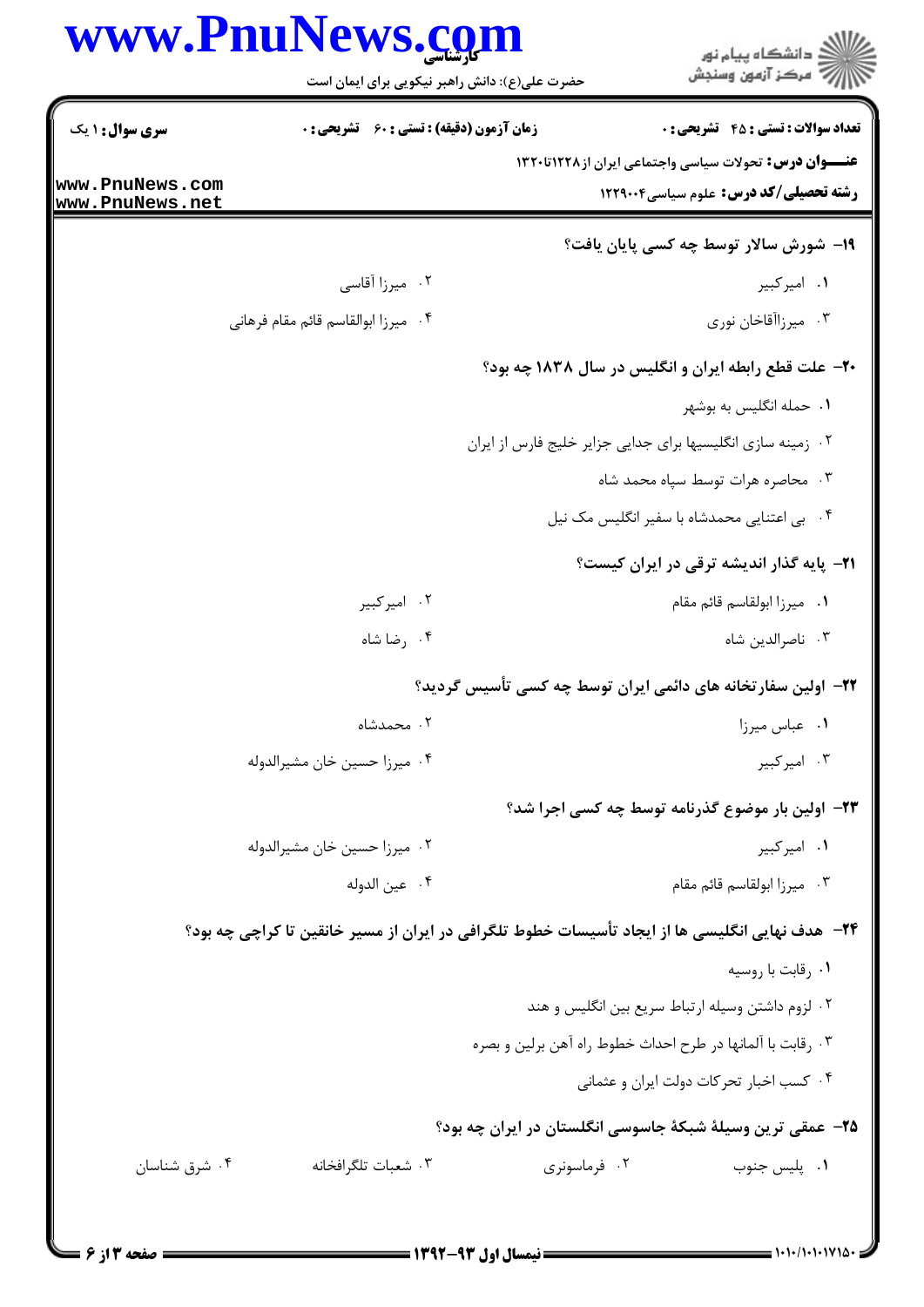**تعداد سوالات : تستی : ۴۵ تشریحی : ۰** | **زمان آزمون (دقیقه) : تستی : ۶۰ تشریحی : ۰** | **سری سوال : ۱ یک**

**عنـــوان درس:** تحولات سیاسی واجتماعی ایران از۱۲۲۸تا۱۳۲۰

**رشته تحصیلی/کد درس:** علوم سیاسی۱۲۲۹۰۰۴

**۱۹- شورش سالار توسط چه کسی پایان یافت؟**

۱. امیرکبیر
۲. میرزا آقاسی
۳. میرزاآقاخان نوری
۴. میرزا ابوالقاسم قائم مقام فرهانی

**۲۰- علت قطع رابطه ایران و انگلیس در سال ۱۸۳۸ چه بود؟**

۱. حمله انگلیس به بوشهر
۲. زمینه سازی انگلیسیها برای جدایی جزایر خلیج فارس از ایران
۳. محاصره هرات توسط سپاه محمد شاه
۴. بی اعتنایی محمدشاه با سفیر انگلیس مک نیل

**۲۱- پایه گذار اندیشه ترقی در ایران کیست؟**

۱. میرزا ابولقاسم قائم مقام
۲. امیرکبیر
۳. ناصرالدین شاه
۴. رضا شاه

**۲۲- اولین سفارتخانه های دائمی ایران توسط چه کسی تأسیس گردید؟**

۱. عباس میرزا
۲. محمدشاه
۳. امیرکبیر
۴. میرزا حسین خان مشیرالدوله

**۲۳- اولین بار موضوع گذرنامه توسط چه کسی اجرا شد؟**

۱. امیرکبیر
۲. میرزا حسین خان مشیرالدوله
۳. میرزا ابولقاسم قائم مقام
۴. عین الدوله

**۲۴- هدف نهایی انگلیسی ها از ایجاد تأسیسات خطوط تلگرافی در ایران از مسیر خانقین تا کراچی چه بود؟**

۱. رقابت با روسیه
۲. لزوم داشتن وسیله ارتباط سریع بین انگلیس و هند
۳. رقابت با آلمانها در طرح احداث خطوط راه آهن برلین و بصره
۴. کسب اخبار تحرکات دولت ایران و عثمانی

**۲۵- عمقی ترین وسیلهٔ شبکهٔ جاسوسی انگلستان در ایران چه بود؟**

۱. پلیس جنوب
۲. فراماسونری
۳. شعبات تلگرافخانه
۴. شرق شناسان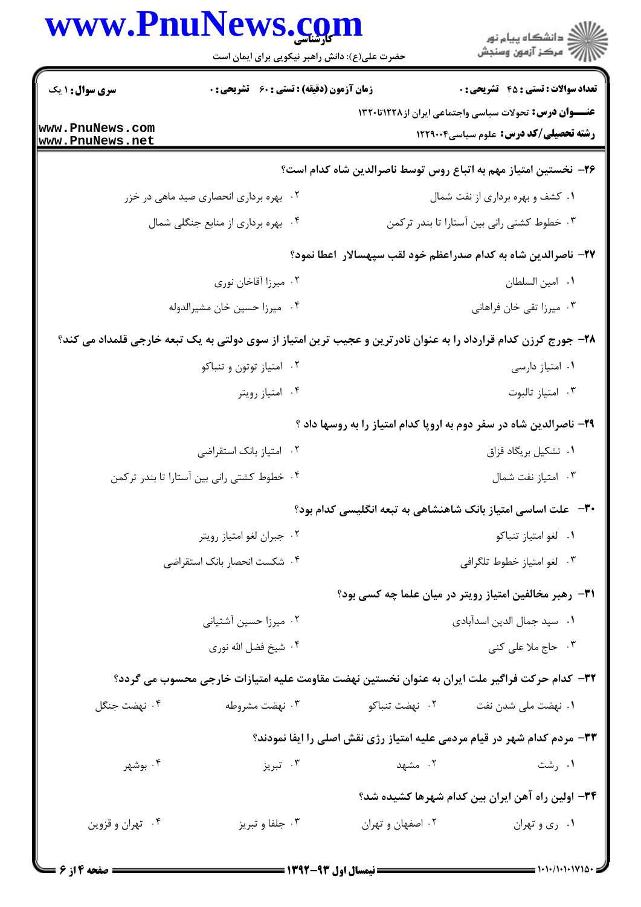**سری سوال:** ۱ یک | **زمان آزمون (دقیقه) : تستی :** ۶۰ **تشریحی :** ۰ | **تعداد سوالات : تستی :** ۴۵ **تشریحی :** ۰

**عنـــوان درس:** تحولات سیاسی واجتماعی ایران از۱۲۲۸تا۱۳۲۰

**رشته تحصیلی/کد درس:** علوم سیاسی۱۲۲۹۰۰۴

**۲۶- نخستین امتیاز مهم به اتباع روس توسط ناصرالدین شاه کدام است؟**

۱. کشف و بهره برداری از نفت شمال

۲. بهره برداری انحصاری صید ماهی در خزر

۳. خطوط کشتی رانی بین آستارا تا بندر ترکمن

۴. بهره برداری از منابع جنگلی شمال

**۲۷- ناصرالدین شاه به کدام صدراعظم خود لقب سپهسالار اعطا نمود؟**

۱. امین السلطان

۲. میرزا آقاخان نوری

۳. میرزا تقی خان فراهانی

۴. میرزا حسین خان مشیرالدوله

**۲۸- جورج کرزن کدام قرارداد را به عنوان نادرترین و عجیب ترین امتیاز از سوی دولتی به یک تبعه خارجی قلمداد می کند؟**

۱. امتیاز دارسی

۲. امتیاز توتون و تنباکو

۳. امتیاز تالبوت

۴. امتیاز رویتر

**۲۹- ناصرالدین شاه در سفر دوم به اروپا کدام امتیاز را به روسها داد ؟**

۱. تشکیل بریگاد قزاق

۲. امتیاز بانک استقراضی

۳. امتیاز نفت شمال

۴. خطوط کشتی رانی بین آستارا تا بندر ترکمن

**۳۰- علت اساسی امتیاز بانک شاهنشاهی به تبعه انگلیسی کدام بود؟**

۱. لغو امتیاز تنباکو

۲. جبران لغو امتیاز رویتر

۳. لغو امتیاز خطوط تلگرافی

۴. شکست انحصار بانک استقراضی

**۳۱- رهبر مخالفین امتیاز رویتر در میان علما چه کسی بود؟**

۱. سید جمال الدین اسدآبادی

۲. میرزا حسین آشتیانی

۳. حاج ملا علی کنی

۴. شیخ فضل الله نوری

**۳۲- کدام حرکت فراگیر ملت ایران به عنوان نخستین نهضت مقاومت علیه امتیازات خارجی محسوب می گردد؟**

۱. نهضت ملی شدن نفت

۲. نهضت تنباکو

۳. نهضت مشروطه

۴. نهضت جنگل

**۳۳- مردم کدام شهر در قیام مردمی علیه امتیاز رژی نقش اصلی را ایفا نمودند؟**

۱. رشت

۲. مشهد

۳. تبریز

۴. بوشهر

**۳۴- اولین راه آهن ایران بین کدام شهرها کشیده شد؟**

۱. ری و تهران

۲. اصفهان و تهران

۳. جلفا و تبریز

۴. تهران و قزوین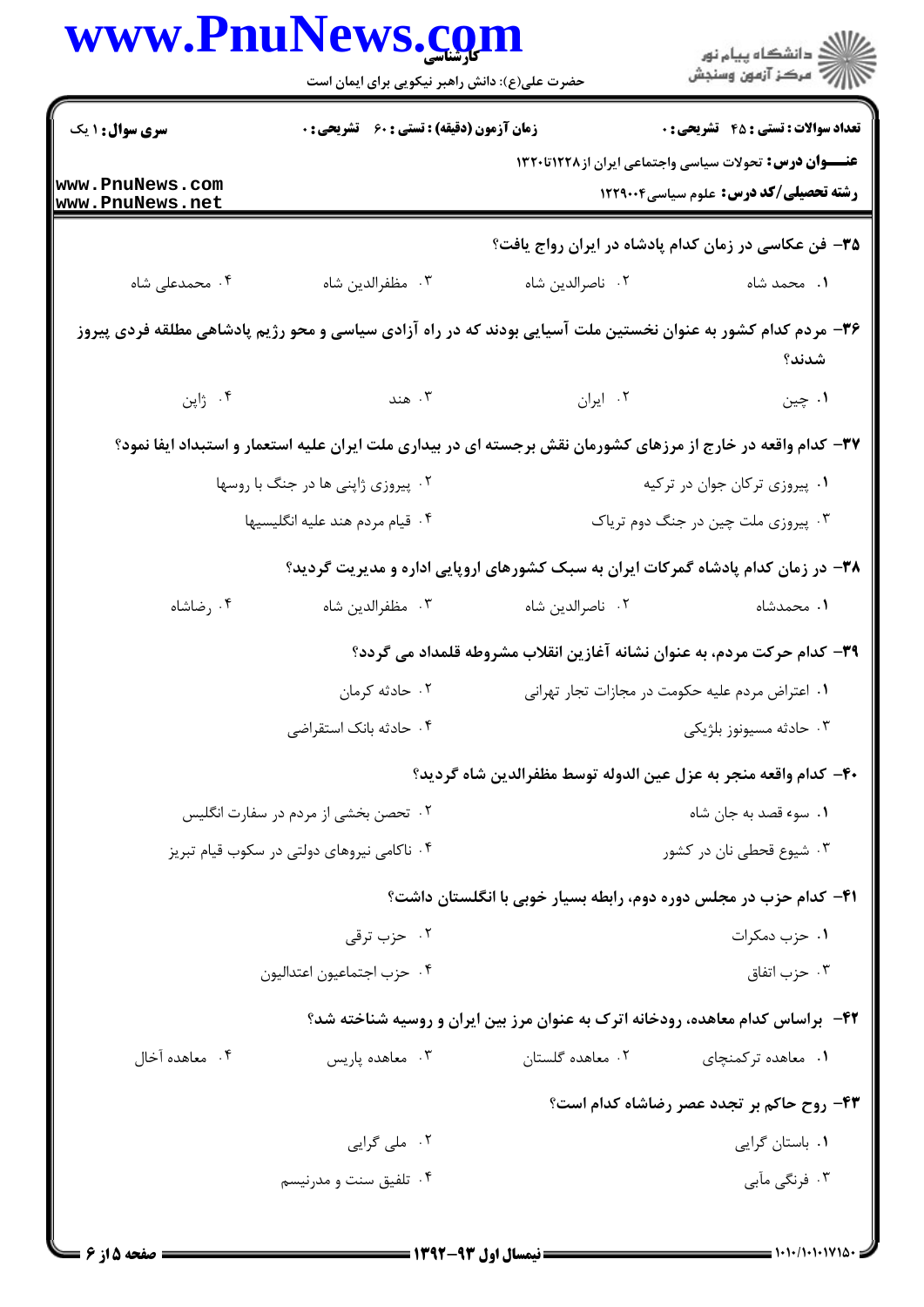**سری سوال:** ۱ یک

**زمان آزمون (دقیقه) : تستی :** ۶۰ **تشریحی :** ۰

**تعداد سوالات : تستی :** ۴۵ **تشریحی :** ۰

**عنـــوان درس:** تحولات سیاسی واجتماعی ایران از۱۲۲۸تا۱۳۲۰

**رشته تحصیلی/کد درس:** علوم سیاسی۱۲۲۹۰۰۴

**۳۵- فن عکاسی در زمان کدام پادشاه در ایران رواج یافت؟**

۱. محمد شاه
۲. ناصرالدین شاه
۳. مظفرالدین شاه
۴. محمدعلی شاه

**۳۶- مردم کدام کشور به عنوان نخستین ملت آسیایی بودند که در راه آزادی سیاسی و محو رژیم پادشاهی مطلقه فردی پیروز شدند؟**

۱. چین
۲. ایران
۳. هند
۴. ژاپن

**۳۷- کدام واقعه در خارج از مرزهای کشورمان نقش برجسته ای در بیداری ملت ایران علیه استعمار و استبداد ایفا نمود؟**

۱. پیروزی ترکان جوان در ترکیه
۲. پیروزی ژاپنی ها در جنگ با روسها
۳. پیروزی ملت چین در جنگ دوم تریاک
۴. قیام مردم هند علیه انگلیسیها

**۳۸- در زمان کدام پادشاه گمرکات ایران به سبک کشورهای اروپایی اداره و مدیریت گردید؟**

۱. محمدشاه
۲. ناصرالدین شاه
۳. مظفرالدین شاه
۴. رضاشاه

**۳۹- کدام حرکت مردم، به عنوان نشانه آغازین انقلاب مشروطه قلمداد می گردد؟**

۱. اعتراض مردم علیه حکومت در مجازات تجار تهرانی
۲. حادثه کرمان
۳. حادثه مسیونوز بلژیکی
۴. حادثه بانک استقراضی

**۴۰- کدام واقعه منجر به عزل عین الدوله توسط مظفرالدین شاه گردید؟**

۱. سوء قصد به جان شاه
۲. تحصن بخشی از مردم در سفارت انگلیس
۳. شیوع قحطی نان در کشور
۴. ناکامی نیروهای دولتی در سکوب قیام تبریز

**۴۱- کدام حزب در مجلس دوره دوم، رابطه بسیار خوبی با انگلستان داشت؟**

۱. حزب دمکرات
۲. حزب ترقی
۳. حزب اتفاق
۴. حزب اجتماعیون اعتدالیون

**۴۲- براساس کدام معاهده، رودخانه اترک به عنوان مرز بین ایران و روسیه شناخته شد؟**

۱. معاهده ترکمنچای
۲. معاهده گلستان
۳. معاهده پاریس
۴. معاهده آخال

**۴۳- روح حاکم بر تجدد عصر رضاشاه کدام است؟**

۱. باستان گرایی
۲. ملی گرایی
۳. فرنگی مآبی
۴. تلفیق سنت و مدرنیسم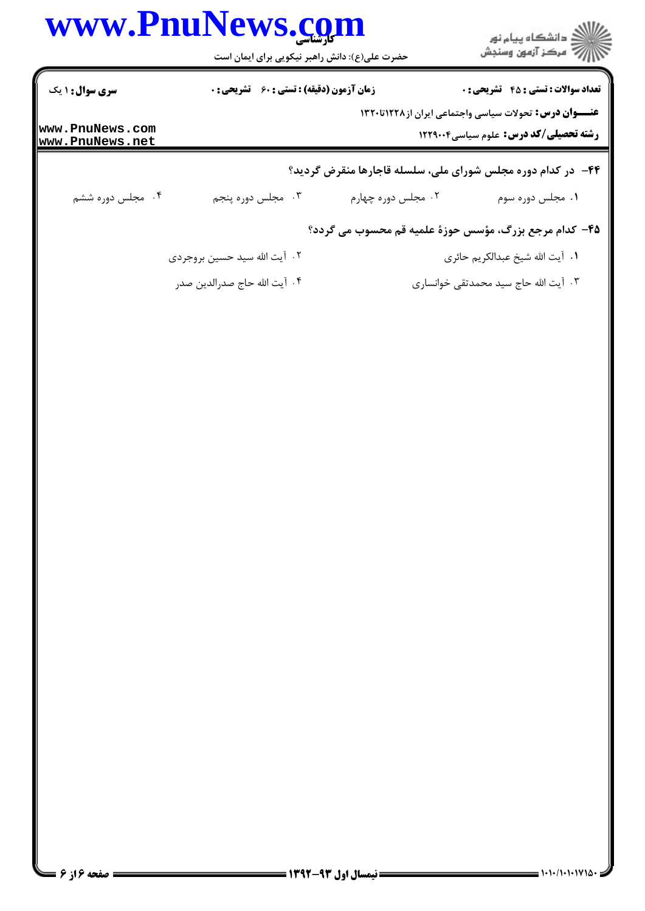۴۴- در کدام دوره مجلس شورای ملی، سلسله قاجارها منقرض گردید؟

۱. مجلس دوره سوم
۲. مجلس دوره چهارم
۳. مجلس دوره پنجم
۴. مجلس دوره ششم

۴۵- کدام مرجع بزرگ، مؤسس حوزهٔ علمیه قم محسوب می گردد؟

۱. آیت الله شیخ عبدالکریم حائری
۲. آیت الله سید حسین بروجردی
۳. آیت الله حاج سید محمدتقی خوانساری
۴. آیت الله حاج صدرالدین صدر